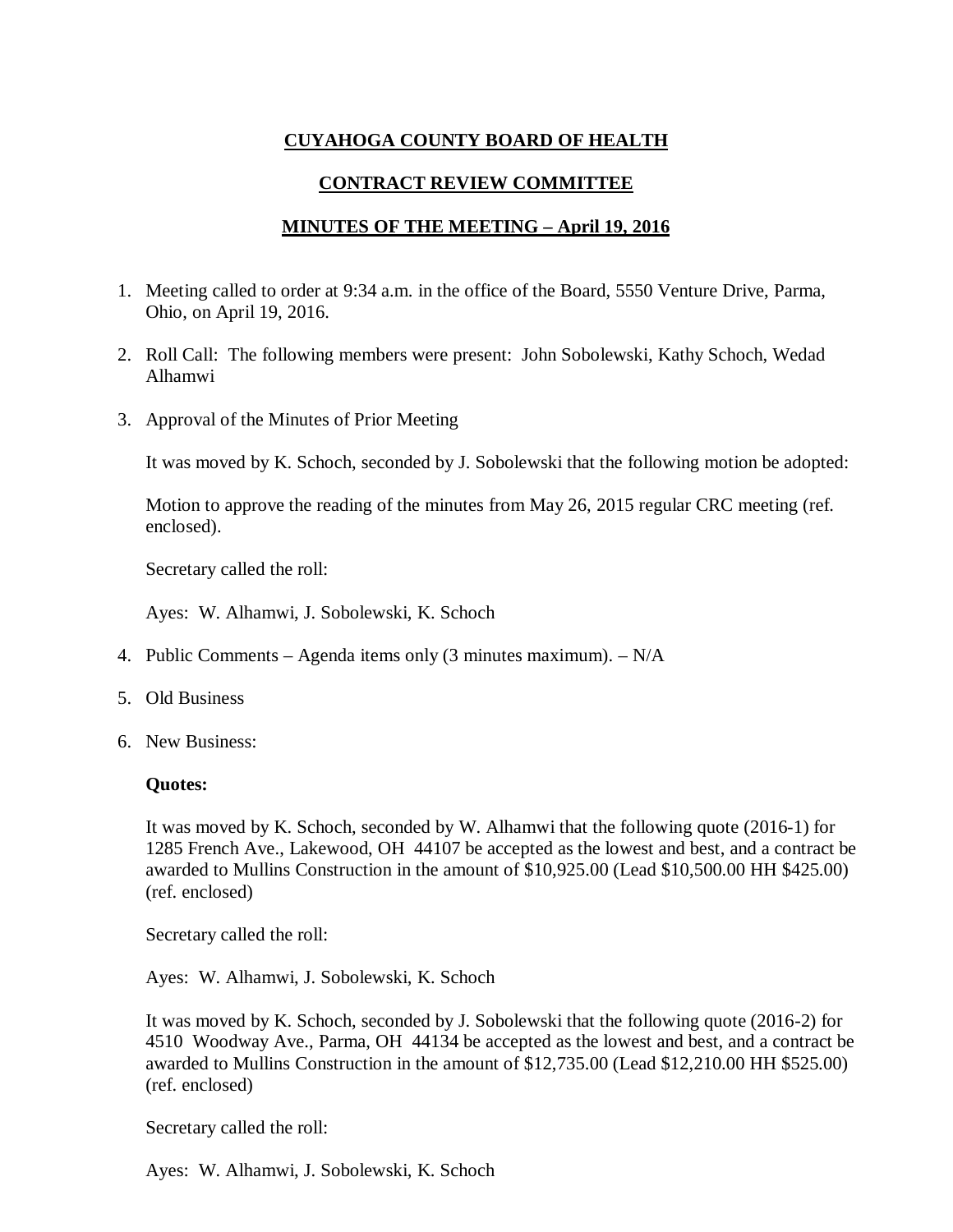# CUYAHOGA COUNTY BOARD OF HEALTH

## CONTRACT REVIEW COMMITTEE

## MINUTES OF THE MEETING – April 19, 2016

1. Meeting called to order at 9:34 a.m. in the office of the Board, 5550 Venture Drive, Parma, Ohio, on April 19, 2016.

2. Roll Call: The following members were present: John Sobolewski, Kathy Schoch, Wedad Alhamwi

3. Approval of the Minutes of Prior Meeting

   It was moved by K. Schoch, seconded by J. Sobolewski that the following motion be adopted:

   Motion to approve the reading of the minutes from May 26, 2015 regular CRC meeting (ref. enclosed).

   Secretary called the roll:

   Ayes: W. Alhamwi, J. Sobolewski, K. Schoch

4. Public Comments – Agenda items only (3 minutes maximum). – N/A

5. Old Business

6. New Business:

   **Quotes:**

   It was moved by K. Schoch, seconded by W. Alhamwi that the following quote (2016-1) for 1285 French Ave., Lakewood, OH 44107 be accepted as the lowest and best, and a contract be awarded to Mullins Construction in the amount of $10,925.00 (Lead $10,500.00 HH $425.00) (ref. enclosed)

   Secretary called the roll:

   Ayes: W. Alhamwi, J. Sobolewski, K. Schoch

   It was moved by K. Schoch, seconded by J. Sobolewski that the following quote (2016-2) for 4510 Woodway Ave., Parma, OH 44134 be accepted as the lowest and best, and a contract be awarded to Mullins Construction in the amount of $12,735.00 (Lead $12,210.00 HH $525.00) (ref. enclosed)

   Secretary called the roll:

   Ayes: W. Alhamwi, J. Sobolewski, K. Schoch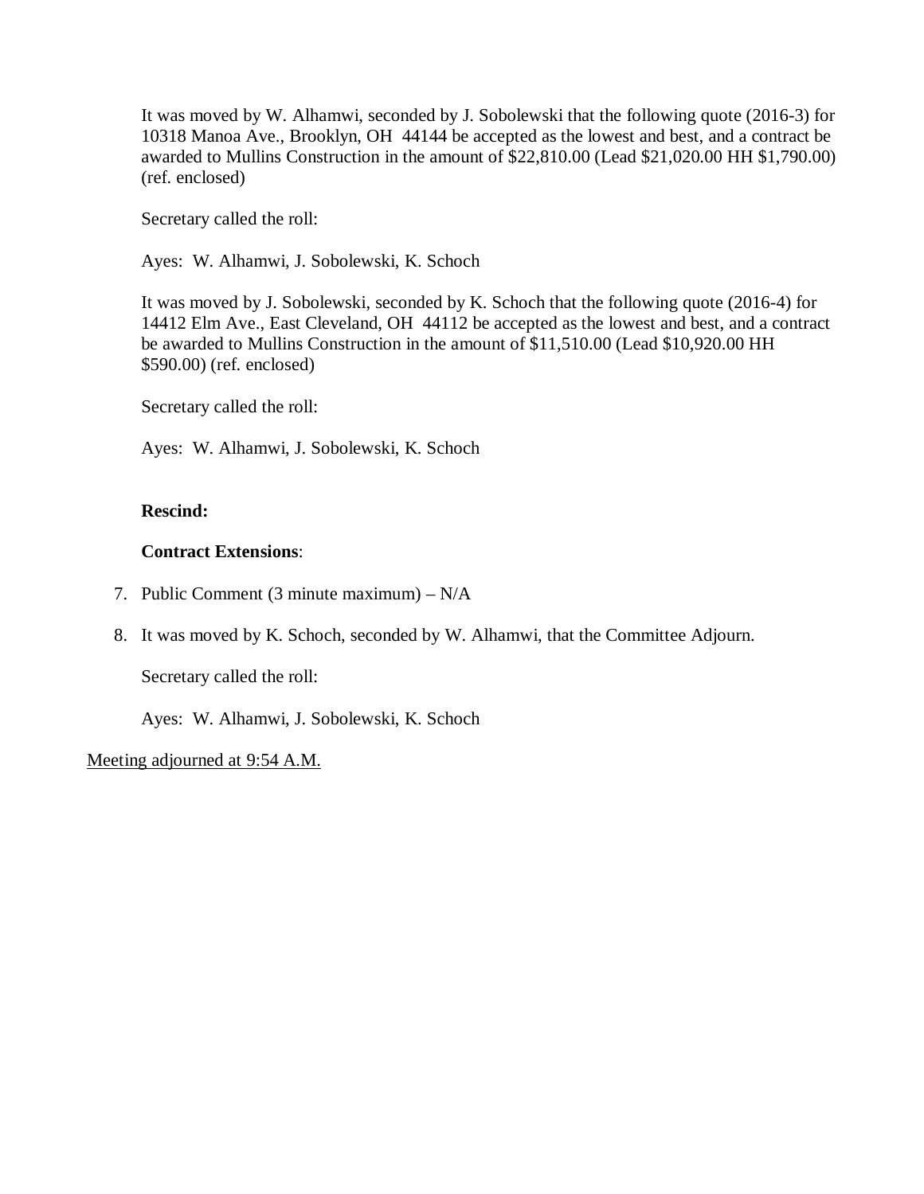It was moved by W. Alhamwi, seconded by J. Sobolewski that the following quote (2016-3) for 10318 Manoa Ave., Brooklyn, OH 44144 be accepted as the lowest and best, and a contract be awarded to Mullins Construction in the amount of $22,810.00 (Lead $21,020.00 HH $1,790.00) (ref. enclosed)

Secretary called the roll:

Ayes: W. Alhamwi, J. Sobolewski, K. Schoch

It was moved by J. Sobolewski, seconded by K. Schoch that the following quote (2016-4) for 14412 Elm Ave., East Cleveland, OH 44112 be accepted as the lowest and best, and a contract be awarded to Mullins Construction in the amount of $11,510.00 (Lead $10,920.00 HH $590.00) (ref. enclosed)

Secretary called the roll:

Ayes: W. Alhamwi, J. Sobolewski, K. Schoch

**Rescind:**

**Contract Extensions**:

7. Public Comment (3 minute maximum) – N/A
8. It was moved by K. Schoch, seconded by W. Alhamwi, that the Committee Adjourn.

   Secretary called the roll:

   Ayes: W. Alhamwi, J. Sobolewski, K. Schoch

Meeting adjourned at 9:54 A.M.